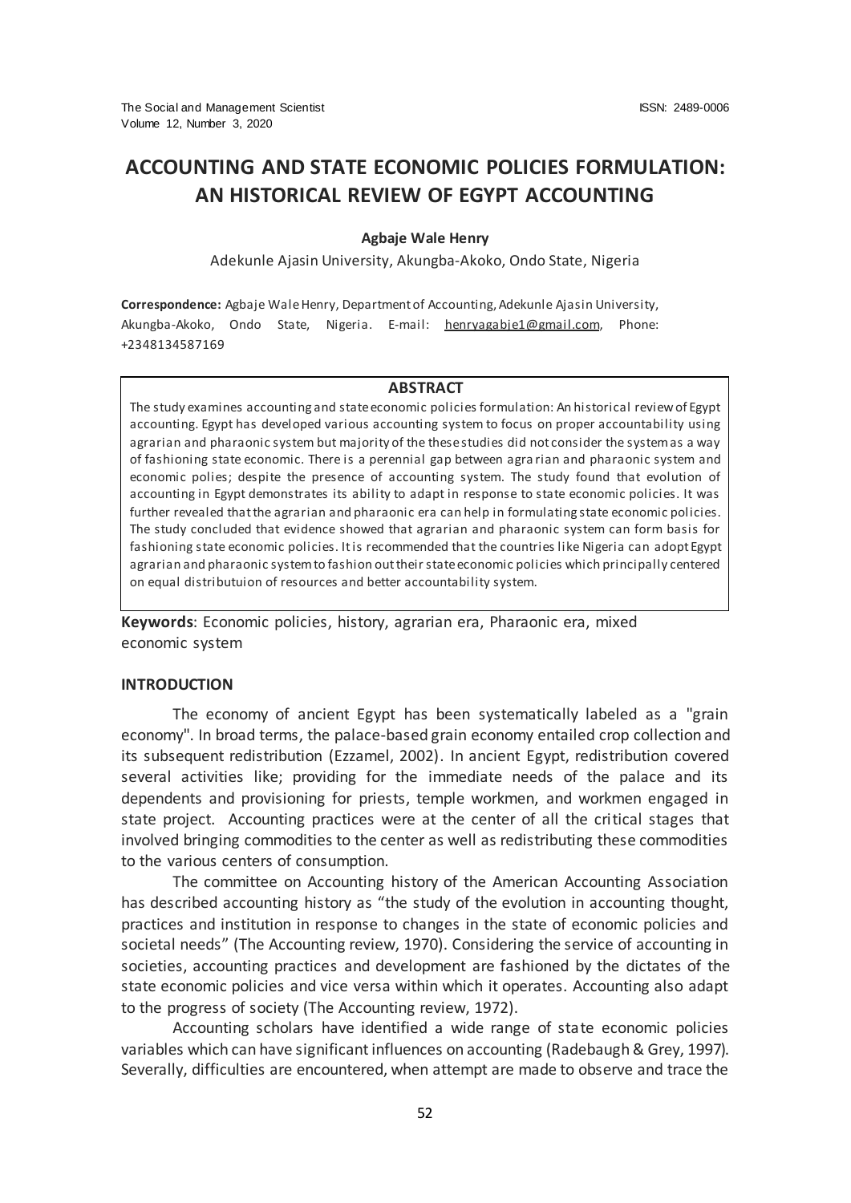# ACCOUNTING AND STATE ECONOMIC POLICIES FORMULATION: AN HISTORICAL REVIEW OF EGYPT ACCOUNTING

**Agbaje Wale Henry**

Adekunle Ajasin University, Akungba-Akoko, Ondo State, Nigeria

**Correspondence:** Agbaje Wale Henry, Department of Accounting, Adekunle Ajasin University, Akungba-Akoko, Ondo State, Nigeria. E-mail: henryagabje1@gmail.com, Phone: +2348134587169

## ABSTRACT

The study examines accounting and state economic policies formulation: An historical review of Egypt accounting. Egypt has developed various accounting system to focus on proper accountability using agrarian and pharaonic system but majority of the these studies did not consider the system as a way of fashioning state economic. There is a perennial gap between agrarian and pharaonic system and economic polies; despite the presence of accounting system. The study found that evolution of accounting in Egypt demonstrates its ability to adapt in response to state economic policies. It was further revealed that the agrarian and pharaonic era can help in formulating state economic policies. The study concluded that evidence showed that agrarian and pharaonic system can form basis for fashioning state economic policies. It is recommended that the countries like Nigeria can adopt Egypt agrarian and pharaonic system to fashion out their state economic policies which principally centered on equal distributuion of resources and better accountability system.

**Keywords**: Economic policies, history, agrarian era, Pharaonic era, mixed economic system

## INTRODUCTION

The economy of ancient Egypt has been systematically labeled as a "grain economy". In broad terms, the palace-based grain economy entailed crop collection and its subsequent redistribution (Ezzamel, 2002). In ancient Egypt, redistribution covered several activities like; providing for the immediate needs of the palace and its dependents and provisioning for priests, temple workmen, and workmen engaged in state project. Accounting practices were at the center of all the critical stages that involved bringing commodities to the center as well as redistributing these commodities to the various centers of consumption.

The committee on Accounting history of the American Accounting Association has described accounting history as "the study of the evolution in accounting thought, practices and institution in response to changes in the state of economic policies and societal needs" (The Accounting review, 1970). Considering the service of accounting in societies, accounting practices and development are fashioned by the dictates of the state economic policies and vice versa within which it operates. Accounting also adapt to the progress of society (The Accounting review, 1972).

Accounting scholars have identified a wide range of state economic policies variables which can have significant influences on accounting (Radebaugh & Grey, 1997). Severally, difficulties are encountered, when attempt are made to observe and trace the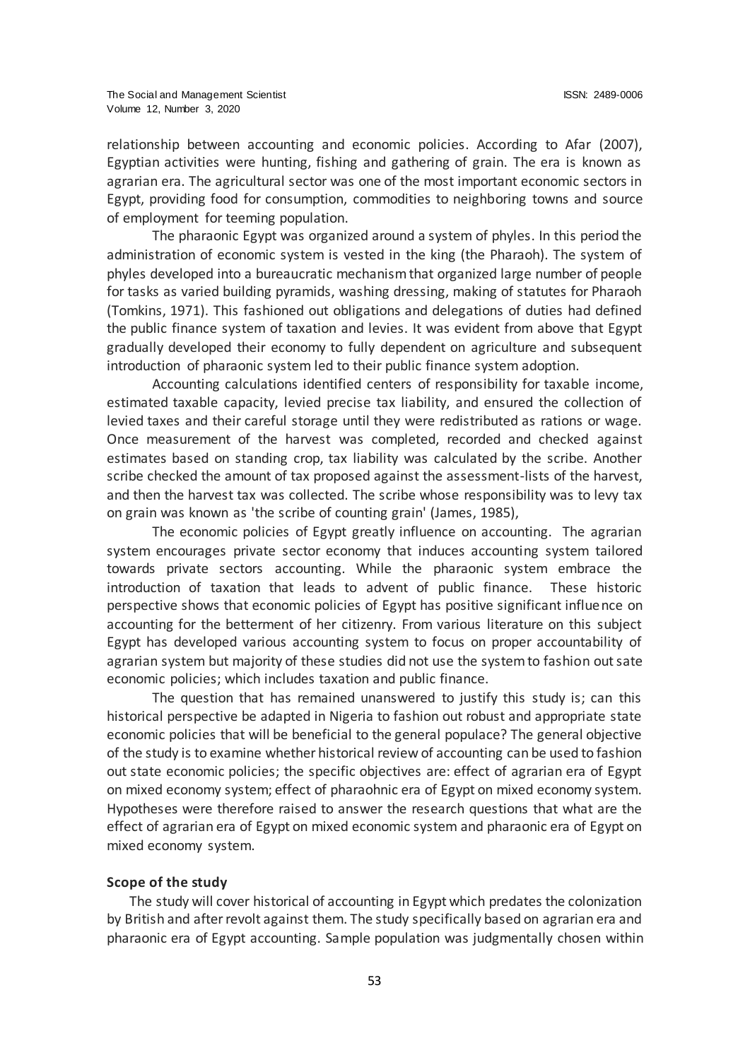relationship between accounting and economic policies. According to Afar (2007), Egyptian activities were hunting, fishing and gathering of grain. The era is known as agrarian era. The agricultural sector was one of the most important economic sectors in Egypt, providing food for consumption, commodities to neighboring towns and source of employment for teeming population.

The pharaonic Egypt was organized around a system of phyles. In this period the administration of economic system is vested in the king (the Pharaoh). The system of phyles developed into a bureaucratic mechanism that organized large number of people for tasks as varied building pyramids, washing dressing, making of statutes for Pharaoh (Tomkins, 1971). This fashioned out obligations and delegations of duties had defined the public finance system of taxation and levies. It was evident from above that Egypt gradually developed their economy to fully dependent on agriculture and subsequent introduction of pharaonic system led to their public finance system adoption.

Accounting calculations identified centers of responsibility for taxable income, estimated taxable capacity, levied precise tax liability, and ensured the collection of levied taxes and their careful storage until they were redistributed as rations or wage. Once measurement of the harvest was completed, recorded and checked against estimates based on standing crop, tax liability was calculated by the scribe. Another scribe checked the amount of tax proposed against the assessment-lists of the harvest, and then the harvest tax was collected. The scribe whose responsibility was to levy tax on grain was known as 'the scribe of counting grain' (James, 1985),

The economic policies of Egypt greatly influence on accounting. The agrarian system encourages private sector economy that induces accounting system tailored towards private sectors accounting. While the pharaonic system embrace the introduction of taxation that leads to advent of public finance. These historic perspective shows that economic policies of Egypt has positive significant influence on accounting for the betterment of her citizenry. From various literature on this subject Egypt has developed various accounting system to focus on proper accountability of agrarian system but majority of these studies did not use the system to fashion out sate economic policies; which includes taxation and public finance.

The question that has remained unanswered to justify this study is; can this historical perspective be adapted in Nigeria to fashion out robust and appropriate state economic policies that will be beneficial to the general populace? The general objective of the study is to examine whether historical review of accounting can be used to fashion out state economic policies; the specific objectives are: effect of agrarian era of Egypt on mixed economy system; effect of pharaohnic era of Egypt on mixed economy system. Hypotheses were therefore raised to answer the research questions that what are the effect of agrarian era of Egypt on mixed economic system and pharaonic era of Egypt on mixed economy system.

## Scope of the study

The study will cover historical of accounting in Egypt which predates the colonization by British and after revolt against them. The study specifically based on agrarian era and pharaonic era of Egypt accounting. Sample population was judgmentally chosen within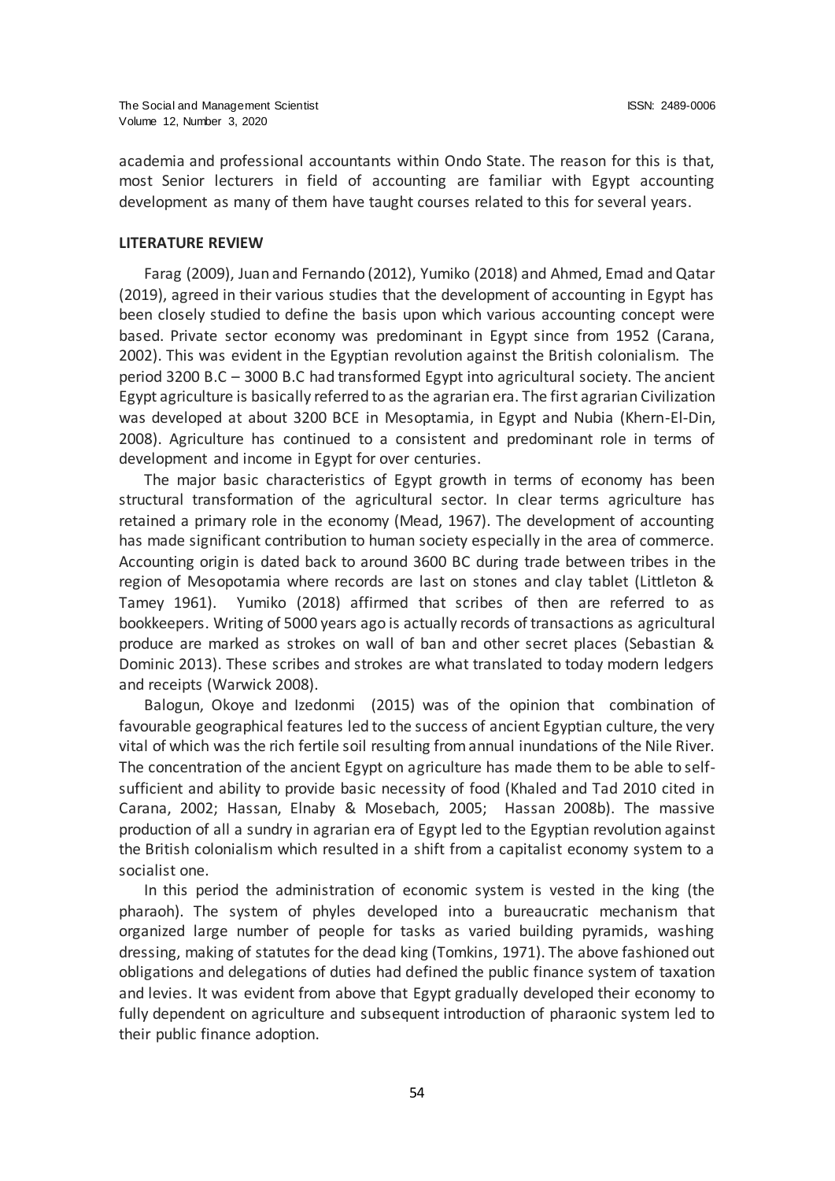academia and professional accountants within Ondo State. The reason for this is that, most Senior lecturers in field of accounting are familiar with Egypt accounting development as many of them have taught courses related to this for several years.

## LITERATURE REVIEW

Farag (2009), Juan and Fernando (2012), Yumiko (2018) and Ahmed, Emad and Qatar (2019), agreed in their various studies that the development of accounting in Egypt has been closely studied to define the basis upon which various accounting concept were based. Private sector economy was predominant in Egypt since from 1952 (Carana, 2002). This was evident in the Egyptian revolution against the British colonialism. The period 3200 B.C – 3000 B.C had transformed Egypt into agricultural society. The ancient Egypt agriculture is basically referred to as the agrarian era. The first agrarian Civilization was developed at about 3200 BCE in Mesoptamia, in Egypt and Nubia (Khern-El-Din, 2008). Agriculture has continued to a consistent and predominant role in terms of development and income in Egypt for over centuries.

The major basic characteristics of Egypt growth in terms of economy has been structural transformation of the agricultural sector. In clear terms agriculture has retained a primary role in the economy (Mead, 1967). The development of accounting has made significant contribution to human society especially in the area of commerce. Accounting origin is dated back to around 3600 BC during trade between tribes in the region of Mesopotamia where records are last on stones and clay tablet (Littleton & Tamey 1961). Yumiko (2018) affirmed that scribes of then are referred to as bookkeepers. Writing of 5000 years ago is actually records of transactions as agricultural produce are marked as strokes on wall of ban and other secret places (Sebastian & Dominic 2013). These scribes and strokes are what translated to today modern ledgers and receipts (Warwick 2008).

Balogun, Okoye and Izedonmi (2015) was of the opinion that combination of favourable geographical features led to the success of ancient Egyptian culture, the very vital of which was the rich fertile soil resulting from annual inundations of the Nile River. The concentration of the ancient Egypt on agriculture has made them to be able to self-sufficient and ability to provide basic necessity of food (Khaled and Tad 2010 cited in Carana, 2002; Hassan, Elnaby & Mosebach, 2005; Hassan 2008b). The massive production of all a sundry in agrarian era of Egypt led to the Egyptian revolution against the British colonialism which resulted in a shift from a capitalist economy system to a socialist one.

In this period the administration of economic system is vested in the king (the pharaoh). The system of phyles developed into a bureaucratic mechanism that organized large number of people for tasks as varied building pyramids, washing dressing, making of statutes for the dead king (Tomkins, 1971). The above fashioned out obligations and delegations of duties had defined the public finance system of taxation and levies. It was evident from above that Egypt gradually developed their economy to fully dependent on agriculture and subsequent introduction of pharaonic system led to their public finance adoption.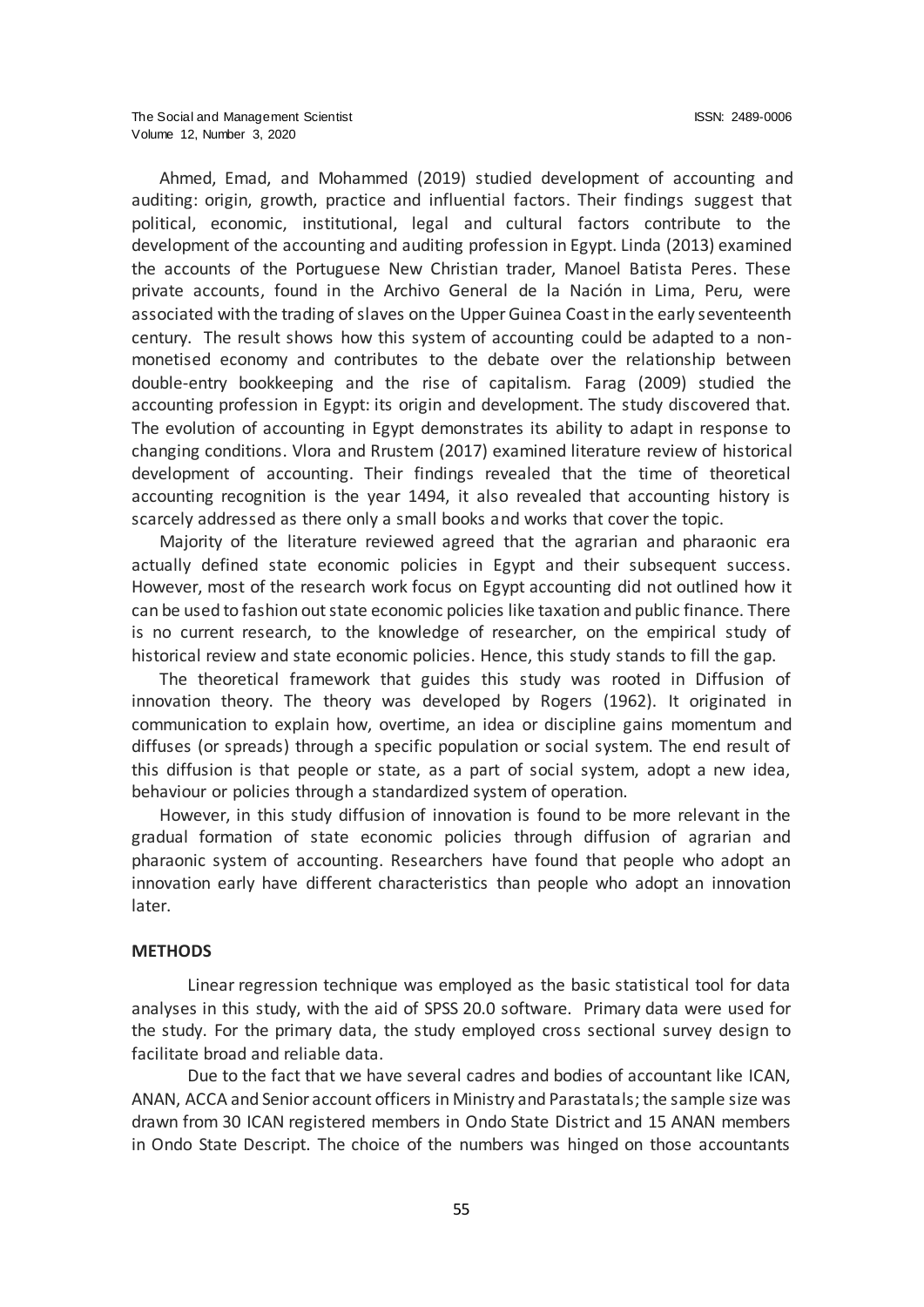Ahmed, Emad, and Mohammed (2019) studied development of accounting and auditing: origin, growth, practice and influential factors. Their findings suggest that political, economic, institutional, legal and cultural factors contribute to the development of the accounting and auditing profession in Egypt. Linda (2013) examined the accounts of the Portuguese New Christian trader, Manoel Batista Peres. These private accounts, found in the Archivo General de la Nación in Lima, Peru, were associated with the trading of slaves on the Upper Guinea Coast in the early seventeenth century. The result shows how this system of accounting could be adapted to a non-monetised economy and contributes to the debate over the relationship between double-entry bookkeeping and the rise of capitalism. Farag (2009) studied the accounting profession in Egypt: its origin and development. The study discovered that. The evolution of accounting in Egypt demonstrates its ability to adapt in response to changing conditions. Vlora and Rrustem (2017) examined literature review of historical development of accounting. Their findings revealed that the time of theoretical accounting recognition is the year 1494, it also revealed that accounting history is scarcely addressed as there only a small books and works that cover the topic.

Majority of the literature reviewed agreed that the agrarian and pharaonic era actually defined state economic policies in Egypt and their subsequent success. However, most of the research work focus on Egypt accounting did not outlined how it can be used to fashion out state economic policies like taxation and public finance. There is no current research, to the knowledge of researcher, on the empirical study of historical review and state economic policies. Hence, this study stands to fill the gap.

The theoretical framework that guides this study was rooted in Diffusion of innovation theory. The theory was developed by Rogers (1962). It originated in communication to explain how, overtime, an idea or discipline gains momentum and diffuses (or spreads) through a specific population or social system. The end result of this diffusion is that people or state, as a part of social system, adopt a new idea, behaviour or policies through a standardized system of operation.

However, in this study diffusion of innovation is found to be more relevant in the gradual formation of state economic policies through diffusion of agrarian and pharaonic system of accounting. Researchers have found that people who adopt an innovation early have different characteristics than people who adopt an innovation later.

## METHODS

Linear regression technique was employed as the basic statistical tool for data analyses in this study, with the aid of SPSS 20.0 software. Primary data were used for the study. For the primary data, the study employed cross sectional survey design to facilitate broad and reliable data.

Due to the fact that we have several cadres and bodies of accountant like ICAN, ANAN, ACCA and Senior account officers in Ministry and Parastatals; the sample size was drawn from 30 ICAN registered members in Ondo State District and 15 ANAN members in Ondo State Descript. The choice of the numbers was hinged on those accountants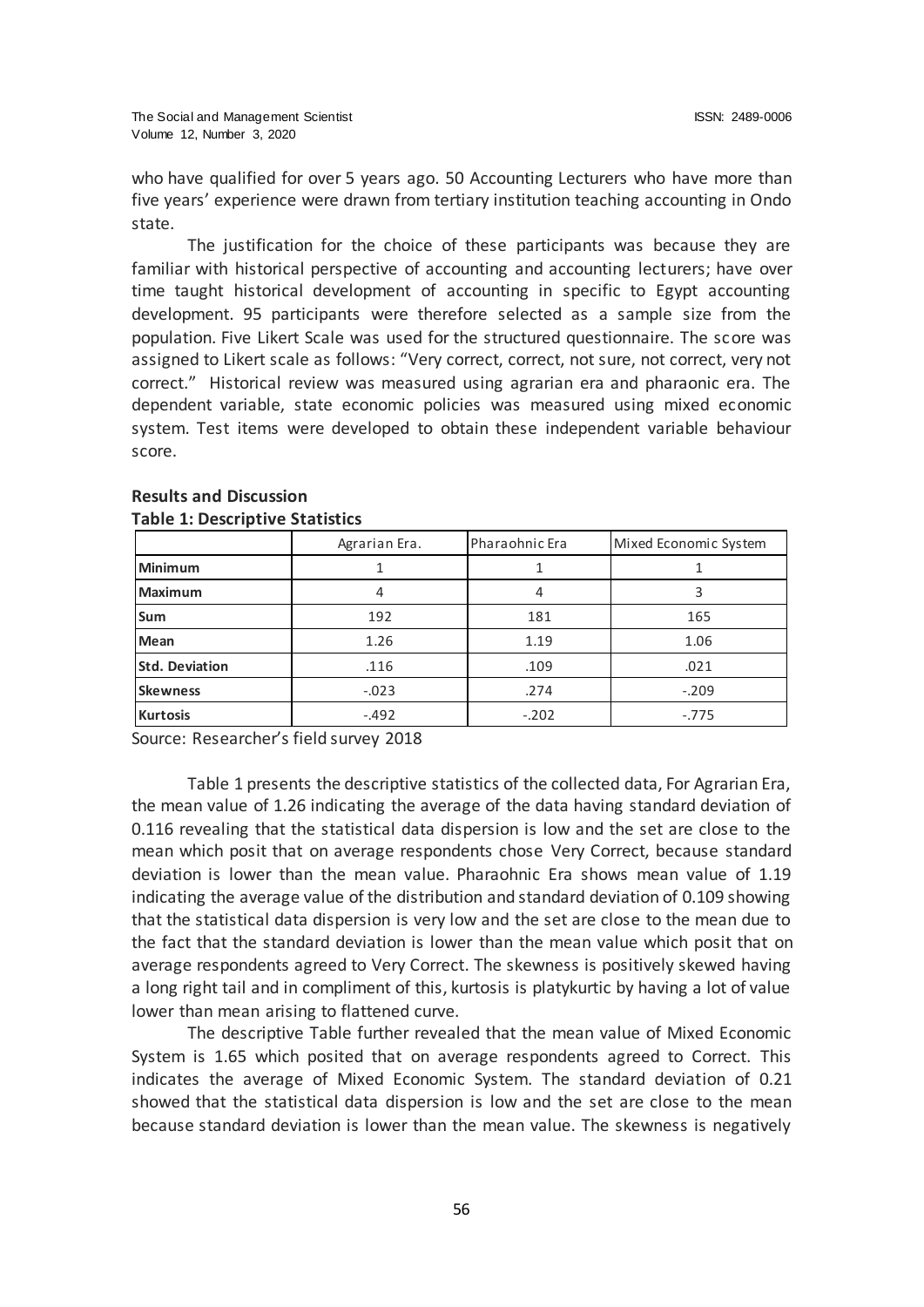who have qualified for over 5 years ago. 50 Accounting Lecturers who have more than five years' experience were drawn from tertiary institution teaching accounting in Ondo state.

The justification for the choice of these participants was because they are familiar with historical perspective of accounting and accounting lecturers; have over time taught historical development of accounting in specific to Egypt accounting development. 95 participants were therefore selected as a sample size from the population. Five Likert Scale was used for the structured questionnaire. The score was assigned to Likert scale as follows: "Very correct, correct, not sure, not correct, very not correct." Historical review was measured using agrarian era and pharaonic era. The dependent variable, state economic policies was measured using mixed economic system. Test items were developed to obtain these independent variable behaviour score.

## Results and Discussion

**Table 1: Descriptive Statistics**

| | Agrarian Era. | Pharaohnic Era | Mixed Economic System |
|---|---|---|---|
| **Minimum** | 1 | 1 | 1 |
| **Maximum** | 4 | 4 | 3 |
| **Sum** | 192 | 181 | 165 |
| **Mean** | 1.26 | 1.19 | 1.06 |
| **Std. Deviation** | .116 | .109 | .021 |
| **Skewness** | -.023 | .274 | -.209 |
| **Kurtosis** | -.492 | -.202 | -.775 |

Source: Researcher's field survey 2018

Table 1 presents the descriptive statistics of the collected data, For Agrarian Era, the mean value of 1.26 indicating the average of the data having standard deviation of 0.116 revealing that the statistical data dispersion is low and the set are close to the mean which posit that on average respondents chose Very Correct, because standard deviation is lower than the mean value. Pharaohnic Era shows mean value of 1.19 indicating the average value of the distribution and standard deviation of 0.109 showing that the statistical data dispersion is very low and the set are close to the mean due to the fact that the standard deviation is lower than the mean value which posit that on average respondents agreed to Very Correct. The skewness is positively skewed having a long right tail and in compliment of this, kurtosis is platykurtic by having a lot of value lower than mean arising to flattened curve.

The descriptive Table further revealed that the mean value of Mixed Economic System is 1.65 which posited that on average respondents agreed to Correct. This indicates the average of Mixed Economic System. The standard deviation of 0.21 showed that the statistical data dispersion is low and the set are close to the mean because standard deviation is lower than the mean value. The skewness is negatively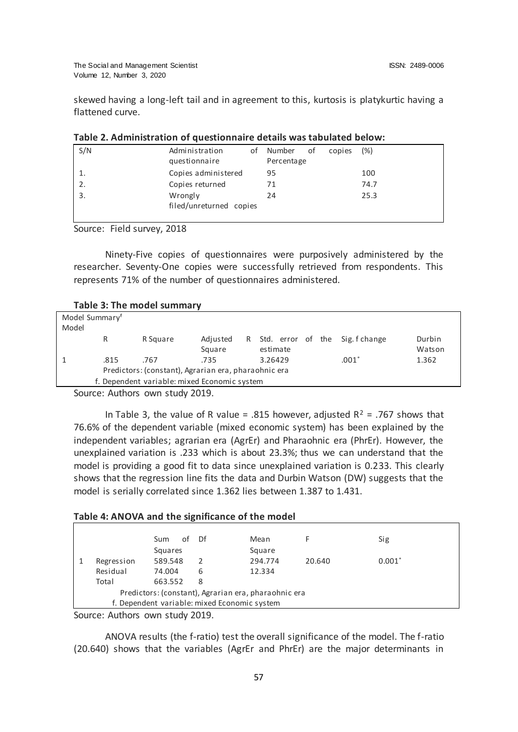skewed having a long-left tail and in agreement to this, kurtosis is platykurtic having a flattened curve.

**Table 2. Administration of questionnaire details was tabulated below:**

| S/N | Administration of questionnaire | Number of copies Percentage | (%) |
|---|---|---|---|
| 1. | Copies administered | 95 | 100 |
| 2. | Copies returned | 71 | 74.7 |
| 3. | Wrongly filed/unreturned copies | 24 | 25.3 |

Source: Field survey, 2018

Ninety-Five copies of questionnaires were purposively administered by the researcher. Seventy-One copies were successfully retrieved from respondents. This represents 71% of the number of questionnaires administered.

**Table 3: The model summary**

| Model Summary[f] Model | R | R Square | Adjusted R Square | Std. error of the estimate | Sig. f change | Durbin Watson |
|---|---|---|---|---|---|---|
| 1 | .815 | .767 | .735 | 3.26429 | .001[c] | 1.362 |
| | Predictors: (constant), Agrarian era, pharaohnic era | | | | | |
| | f. Dependent variable: mixed Economic system | | | | | |

Source: Authors own study 2019.

In Table 3, the value of R value = .815 however, adjusted $R^2$ = .767 shows that 76.6% of the dependent variable (mixed economic system) has been explained by the independent variables; agrarian era (AgrEr) and Pharaohnic era (PhrEr). However, the unexplained variation is .233 which is about 23.3%; thus we can understand that the model is providing a good fit to data since unexplained variation is 0.233. This clearly shows that the regression line fits the data and Durbin Watson (DW) suggests that the model is serially correlated since 1.362 lies between 1.387 to 1.431.

**Table 4: ANOVA and the significance of the model**

| | | Sum of Squares | Df | Mean Square | F | Sig |
|---|---|---|---|---|---|---|
| 1 | Regression | 589.548 | 2 | 294.774 | 20.640 | 0.001[c] |
| | Residual | 74.004 | 6 | 12.334 | | |
| | Total | 663.552 | 8 | | | |
| | Predictors: (constant), Agrarian era, pharaohnic era | | | | | |
| | f. Dependent variable: mixed Economic system | | | | | |

Source: Authors own study 2019.

ANOVA results (the f-ratio) test the overall significance of the model. The f-ratio (20.640) shows that the variables (AgrEr and PhrEr) are the major determinants in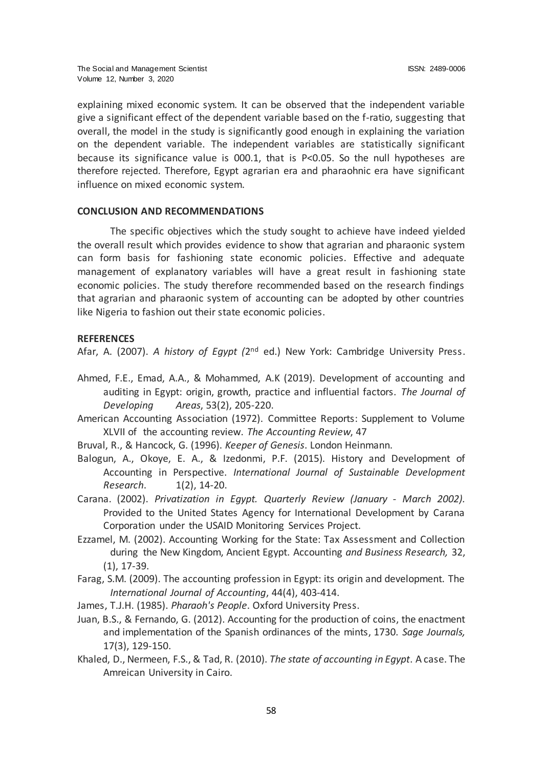explaining mixed economic system. It can be observed that the independent variable give a significant effect of the dependent variable based on the f-ratio, suggesting that overall, the model in the study is significantly good enough in explaining the variation on the dependent variable. The independent variables are statistically significant because its significance value is 000.1, that is P<0.05. So the null hypotheses are therefore rejected. Therefore, Egypt agrarian era and pharaohnic era have significant influence on mixed economic system.

## CONCLUSION AND RECOMMENDATIONS

The specific objectives which the study sought to achieve have indeed yielded the overall result which provides evidence to show that agrarian and pharaonic system can form basis for fashioning state economic policies. Effective and adequate management of explanatory variables will have a great result in fashioning state economic policies. The study therefore recommended based on the research findings that agrarian and pharaonic system of accounting can be adopted by other countries like Nigeria to fashion out their state economic policies.

## REFERENCES

Afar, A. (2007). *A history of Egypt (*2nd ed.) New York: Cambridge University Press.

Ahmed, F.E., Emad, A.A., & Mohammed, A.K (2019). Development of accounting and auditing in Egypt: origin, growth, practice and influential factors. *The Journal of Developing Areas*, 53(2), 205-220.

American Accounting Association (1972). Committee Reports: Supplement to Volume XLVII of the accounting review. *The Accounting Review*, 47

Bruval, R., & Hancock, G. (1996). *Keeper of Genesis*. London Heinmann.

Balogun, A., Okoye, E. A., & Izedonmi, P.F. (2015). History and Development of Accounting in Perspective. *International Journal of Sustainable Development Research*. 1(2), 14-20.

Carana. (2002). *Privatization in Egypt. Quarterly Review (January - March 2002).* Provided to the United States Agency for International Development by Carana Corporation under the USAID Monitoring Services Project.

Ezzamel, M. (2002). Accounting Working for the State: Tax Assessment and Collection during the New Kingdom, Ancient Egypt. Accounting *and Business Research,* 32, (1), 17-39.

Farag, S.M. (2009). The accounting profession in Egypt: its origin and development. The *International Journal of Accounting*, 44(4), 403-414.

James, T.J.H. (1985). *Pharaoh's People*. Oxford University Press.

Juan, B.S., & Fernando, G. (2012). Accounting for the production of coins, the enactment and implementation of the Spanish ordinances of the mints, 1730. *Sage Journals,* 17(3), 129-150.

Khaled, D., Nermeen, F.S., & Tad, R. (2010). *The state of accounting in Egypt*. A case. The Amreican University in Cairo.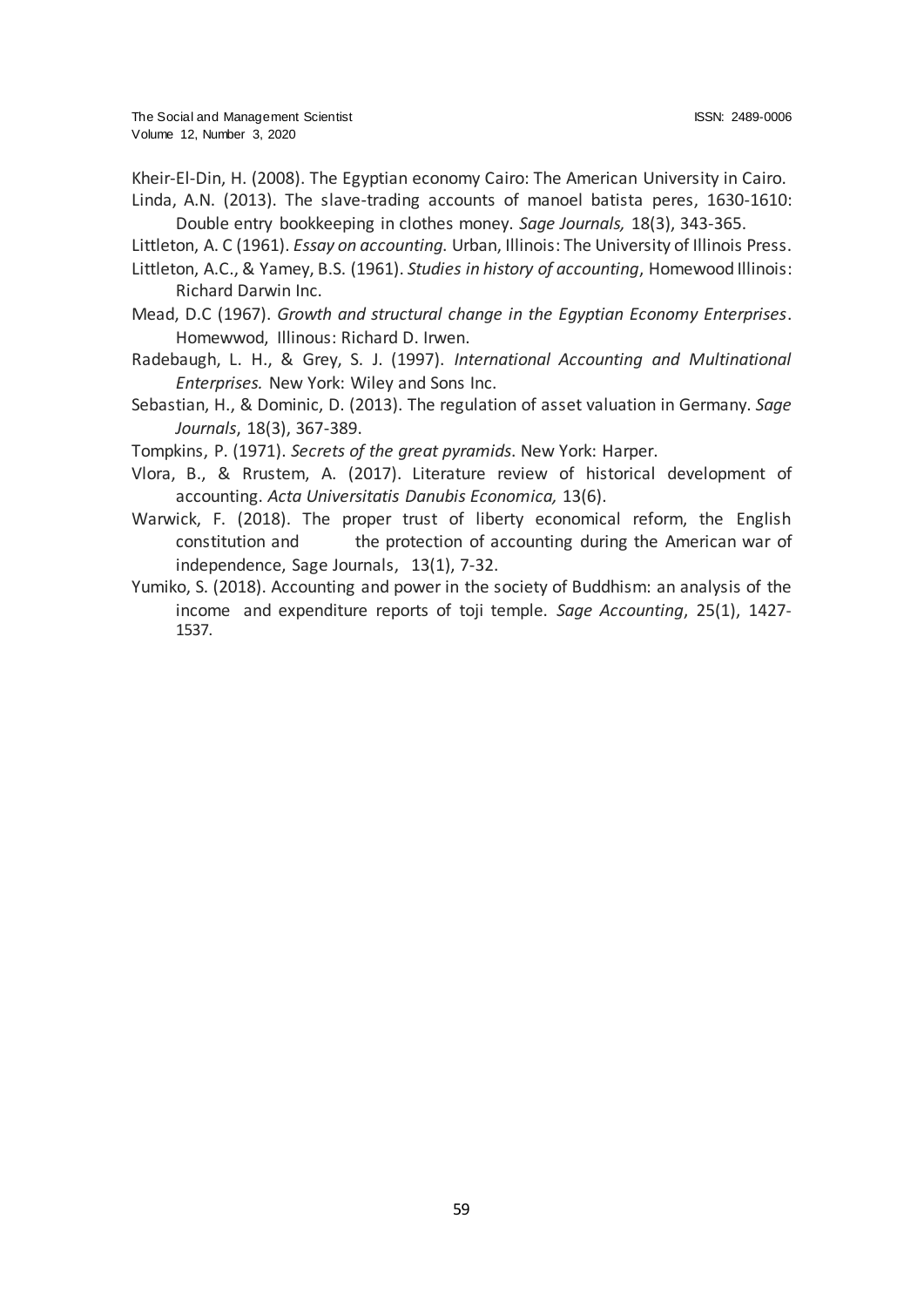Kheir-El-Din, H. (2008). The Egyptian economy Cairo: The American University in Cairo.

Linda, A.N. (2013). The slave-trading accounts of manoel batista peres, 1630-1610: Double entry bookkeeping in clothes money. *Sage Journals,* 18(3), 343-365.

Littleton, A. C (1961). *Essay on accounting.* Urban, Illinois: The University of Illinois Press.

Littleton, A.C., & Yamey, B.S. (1961). *Studies in history of accounting*, Homewood Illinois: Richard Darwin Inc.

Mead, D.C (1967). *Growth and structural change in the Egyptian Economy Enterprises*. Homewwod, Illinous: Richard D. Irwen.

Radebaugh, L. H., & Grey, S. J. (1997). *International Accounting and Multinational Enterprises.* New York: Wiley and Sons Inc.

Sebastian, H., & Dominic, D. (2013). The regulation of asset valuation in Germany. *Sage Journals*, 18(3), 367-389.

Tompkins, P. (1971). *Secrets of the great pyramids*. New York: Harper.

Vlora, B., & Rrustem, A. (2017). Literature review of historical development of accounting. *Acta Universitatis Danubis Economica,* 13(6).

Warwick, F. (2018). The proper trust of liberty economical reform, the English constitution and the protection of accounting during the American war of independence, Sage Journals, 13(1), 7-32.

Yumiko, S. (2018). Accounting and power in the society of Buddhism: an analysis of the income and expenditure reports of toji temple. *Sage Accounting*, 25(1), 1427-1537.